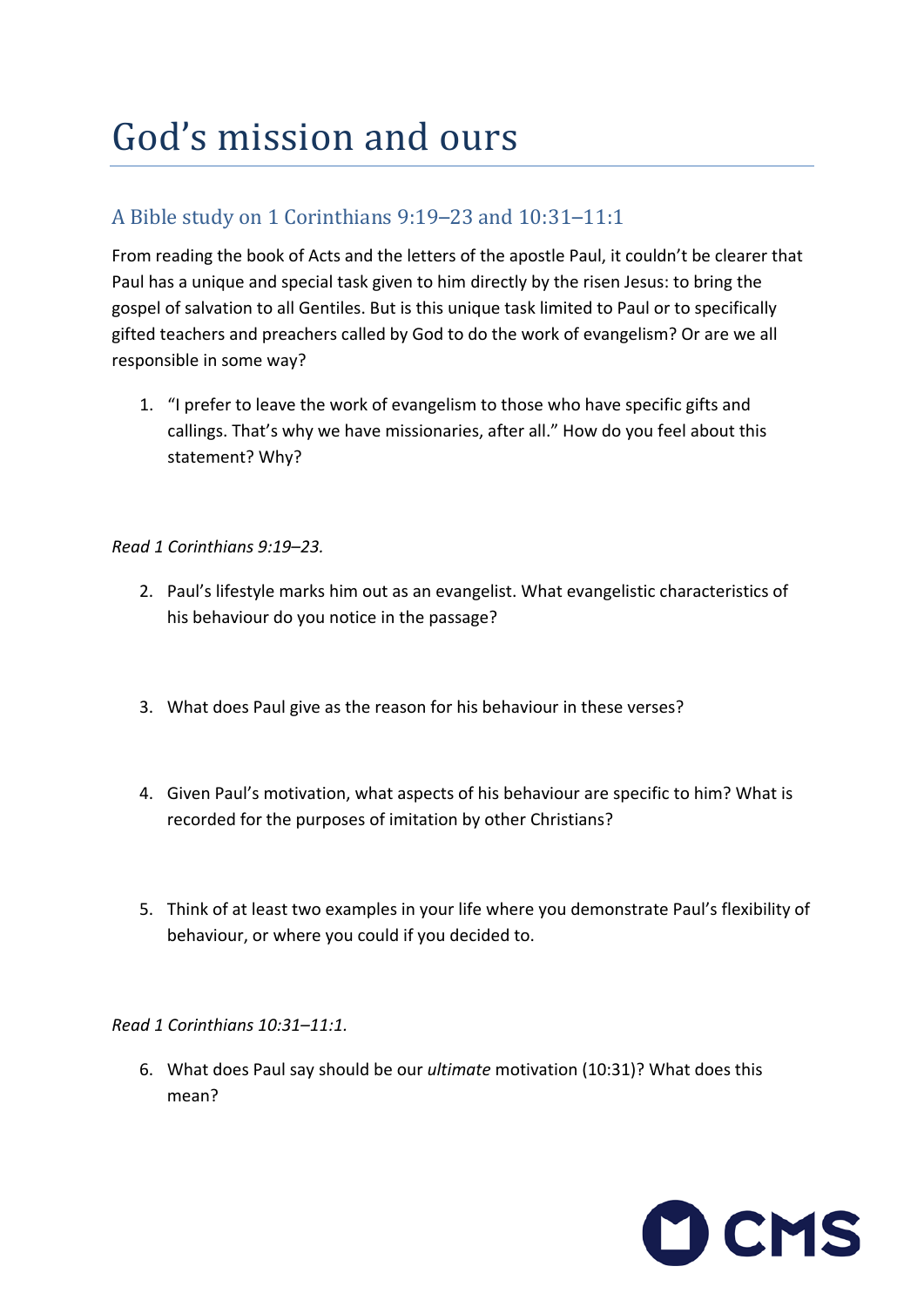# God's mission and ours

## A Bible study on 1 Corinthians 9:19–23 and 10:31–11:1

From reading the book of Acts and the letters of the apostle Paul, it couldn't be clearer that Paul has a unique and special task given to him directly by the risen Jesus: to bring the gospel of salvation to all Gentiles. But is this unique task limited to Paul or to specifically gifted teachers and preachers called by God to do the work of evangelism? Or are we all responsible in some way?

1. "I prefer to leave the work of evangelism to those who have specific gifts and callings. That's why we have missionaries, after all." How do you feel about this statement? Why?

*Read 1 Corinthians 9:19–23.*

2. Paul's lifestyle marks him out as an evangelist. What evangelistic characteristics of his behaviour do you notice in the passage?

3. What does Paul give as the reason for his behaviour in these verses?

4. Given Paul's motivation, what aspects of his behaviour are specific to him? What is recorded for the purposes of imitation by other Christians?

5. Think of at least two examples in your life where you demonstrate Paul's flexibility of behaviour, or where you could if you decided to.

*Read 1 Corinthians 10:31–11:1.*

6. What does Paul say should be our *ultimate* motivation (10:31)? What does this mean?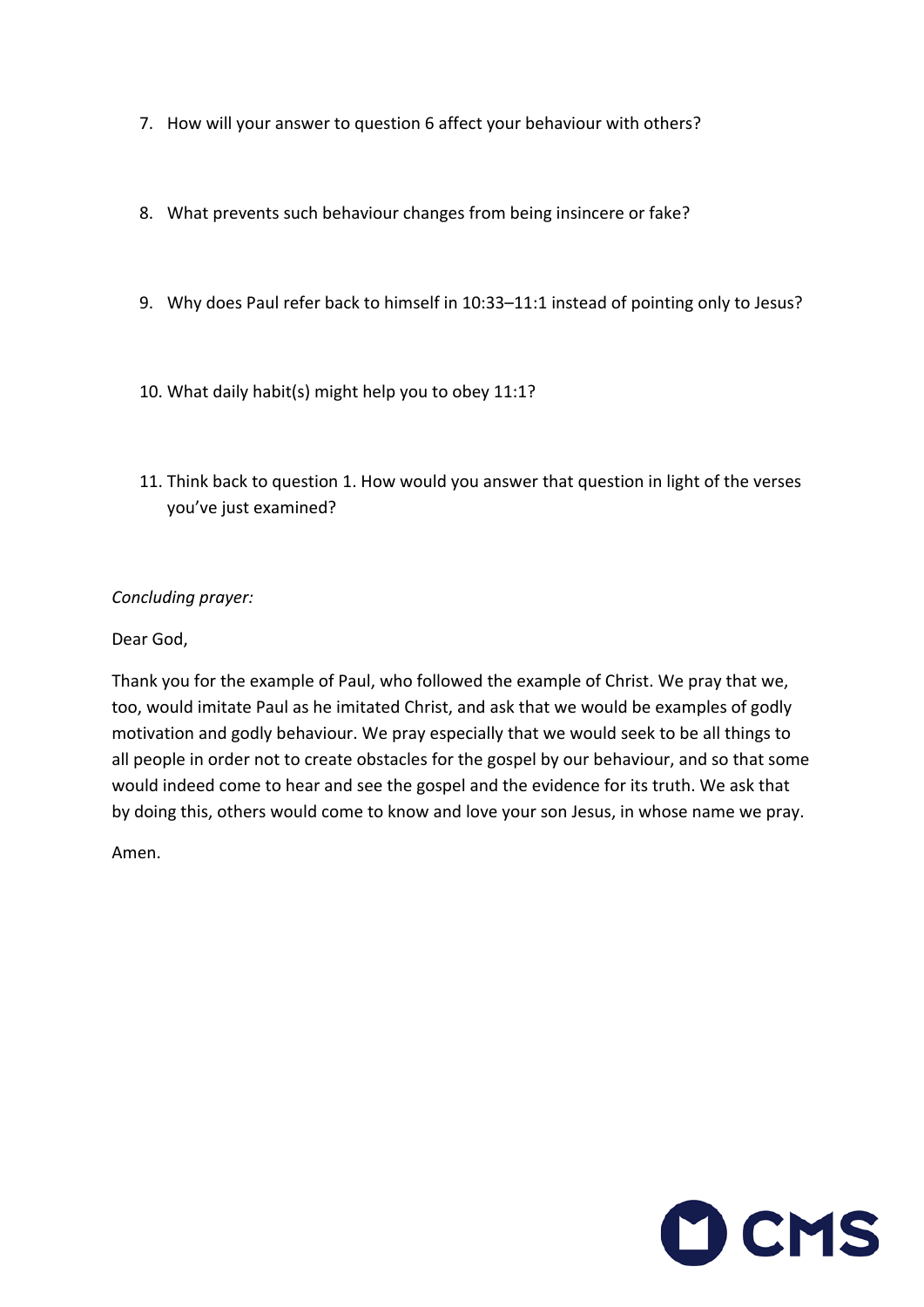7. How will your answer to question 6 affect your behaviour with others?

8. What prevents such behaviour changes from being insincere or fake?

9. Why does Paul refer back to himself in 10:33–11:1 instead of pointing only to Jesus?

10. What daily habit(s) might help you to obey 11:1?

11. Think back to question 1. How would you answer that question in light of the verses you've just examined?

*Concluding prayer:*

Dear God,

Thank you for the example of Paul, who followed the example of Christ. We pray that we, too, would imitate Paul as he imitated Christ, and ask that we would be examples of godly motivation and godly behaviour. We pray especially that we would seek to be all things to all people in order not to create obstacles for the gospel by our behaviour, and so that some would indeed come to hear and see the gospel and the evidence for its truth. We ask that by doing this, others would come to know and love your son Jesus, in whose name we pray.

Amen.